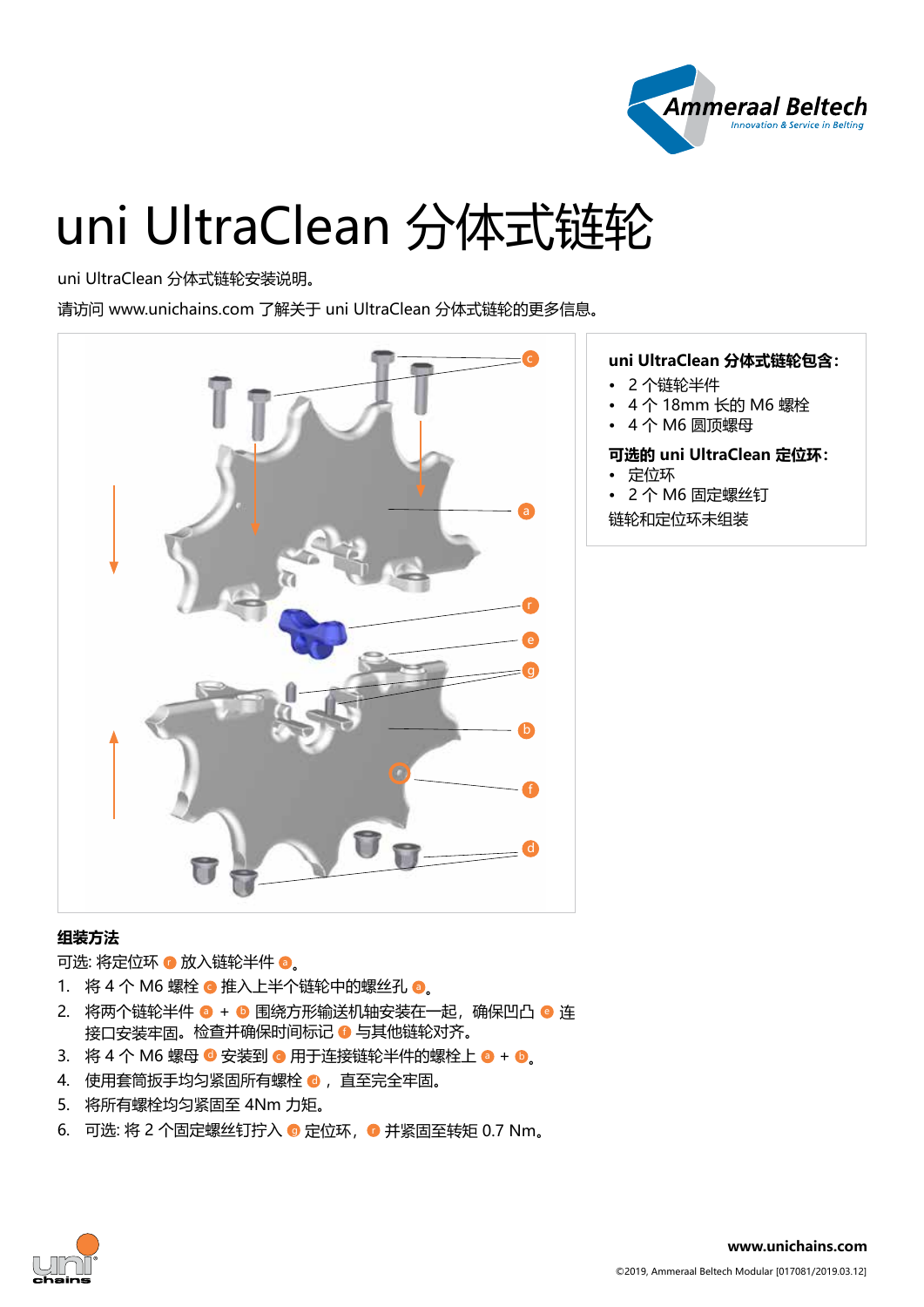# uni UltraClean 分体式链轮

uni UltraClean 分体式链轮安装说明。

请访问 www.unichains.com 了解关于 uni UltraClean 分体式链轮的更多信息。

**uni UltraClean 分体式链轮包含：**

- 2 个链轮半件
- 4 个 18mm 长的 M6 螺栓
- 4 个 M6 圆顶螺母

**可选的 uni UltraClean 定位环：**

- 定位环
- 2 个 M6 固定螺丝钉

链轮和定位环未组装

**组装方法**

可选: 将定位环 r 放入链轮半件 a。

1. 将 4 个 M6 螺栓 c 推入上半个链轮中的螺丝孔 a。
2. 将两个链轮半件 a + b 围绕方形输送机轴安装在一起，确保凹凸 e 连接口安装牢固。检查并确保时间标记 f 与其他链轮对齐。
3. 将 4 个 M6 螺母 d 安装到 c 用于连接链轮半件的螺栓上 a + b。
4. 使用套筒扳手均匀紧固所有螺栓 d，直至完全牢固。
5. 将所有螺栓均匀紧固至 4Nm 力矩。
6. 可选: 将 2 个固定螺丝钉拧入 g 定位环，r 并紧固至转矩 0.7 Nm。

www.unichains.com

©2019, Ammeraal Beltech Modular [017081/2019.03.12]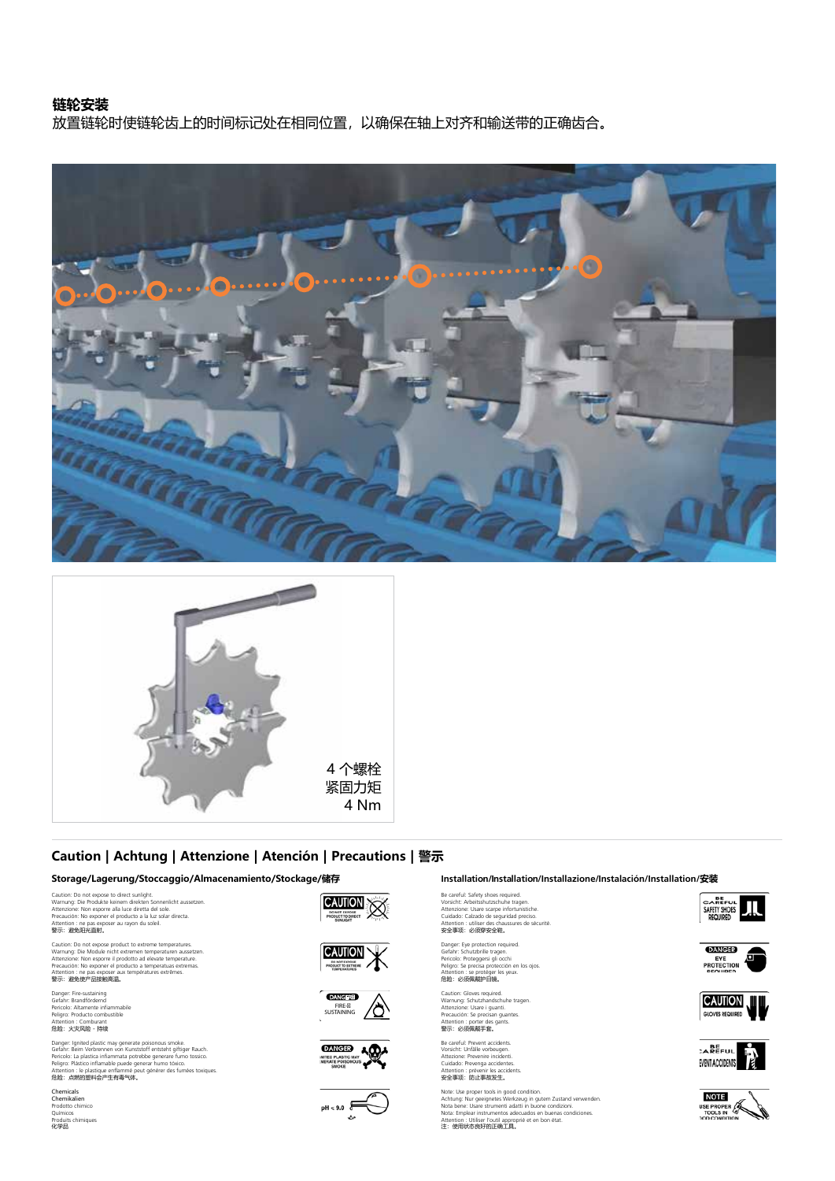## 链轮安装

放置链轮时使链轮齿上的时间标记处在相同位置，以确保在轴上对齐和输送带的正确齿合。

4 个螺栓
紧固力矩
4 Nm

## Caution | Achtung | Attenzione | Atención | Precautions | 警示

### Storage/Lagerung/Stoccaggio/Almacenamiento/Stockage/储存

Caution: Do not expose to direct sunlight.
Warnung: Die Produkte keinem direkten Sonnenlicht aussetzen.
Attenzione: Non esporre alla luce diretta del sole.
Precaución: No exponer el producto a la luz solar directa.
Attention : ne pas exposer au rayon du soleil.
警示：避免阳光直射。

Caution: Do not expose product to extreme temperatures.
Warnung: Die Module nicht extremen temperaturen aussetzen.
Attenzione: Non esporre il prodotto al elevate temperature.
Precaución: No exponer el producto a temperatuas extremas.
Attention : ne pas exposer aux températures extrêmes.
警示：避免使产品接触高温。

Danger: Fire-sustaining
Gefahr: Brandfördernd
Pericolo: Altamente infiammabile
Peligro: Producto combustible
Attention : Comburant
危险：火灾风险 - 持续

Danger: Ignited plastic may generate poisonous smoke.
Gefahr: Beim Verbrennen von Kunststoff entsteht giftiger Rauch.
Pericolo: La plastica infiammata potrebbe generare fumo tossico.
Peligro: Plástico inflamable puede generar humo tóxico.
Attention : le plastique enflammé peut générer des fumées toxiques.
危险：点燃的塑料会产生有毒气体。

Chemicals
Chemikalien
Prodotto chimico
Químicos
Produits chimiques
化学品

### Installation/Installation/Installazione/Instalación/Installation/安装

Be careful: Safety shoes required.
Vorsicht: Arbeitsschutzschuhe tragen.
Attenzione: Usare scarpe infortunistiche.
Cuidado: Calzado de seguridad preciso.
Attention : utiliser des chaussures de sécurité.
安全事项：必须穿安全鞋。

Danger: Eye protection required.
Gefahr: Schutzbrille tragen.
Pericolo: Proteggersi gli occhi
Peligro: Se precisa protección en los ojos.
Attention : se protéger les yeux.
危险：必须佩戴护目镜。

Caution: Gloves required.
Warnung: Schutzhandschuhe tragen.
Attenzione: Usare i guanti.
Precaución: Se precisan guantes.
Attention : porter des gants.
警示：必须佩戴手套。

Be careful: Prevent accidents.
Vorsicht: Unfälle vorbeugen.
Attenzione: Prevenire incidenti.
Cuidado: Prevenga accidentes.
Attention : prévenir les accidents.
安全事项：防止事故发生。

Note: Use proper tools in good condition.
Achtung: Nur geeignetes Werkzeug in gutem Zustand verwenden.
Nota bene: Usare strumenti adatti in buone condizioni.
Nota: Emplear instrumentos adecuados en buenas condiciones.
Attention : Utiliser l'outil approprié et en bon état.
注：使用状态良好的正确工具。